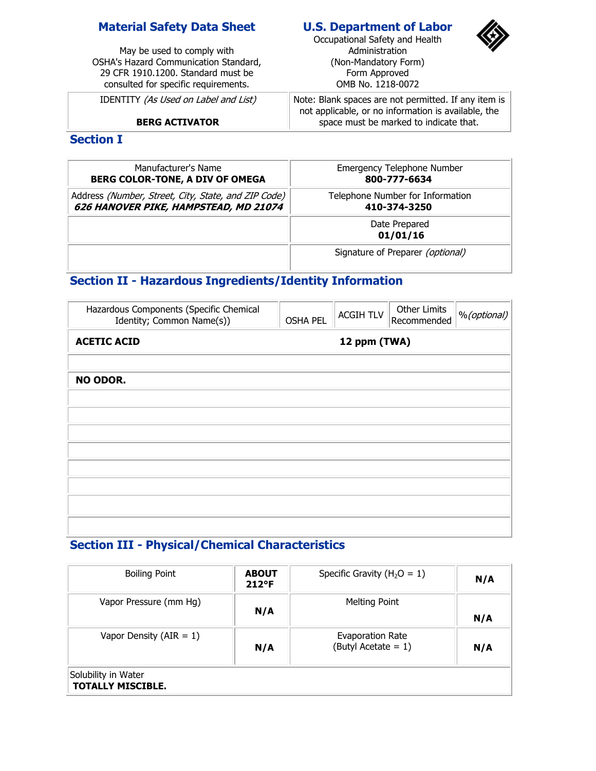# Material Safety Data Sheet

May be used to comply with OSHA's Hazard Communication Standard, 29 CFR 1910.1200. Standard must be consulted for specific requirements.

# U.S. Department of Labor

Occupational Safety and Health Administration
(Non-Mandatory Form)
Form Approved
OMB No. 1218-0072

| IDENTITY *(As Used on Label and List)* | Note: Blank spaces are not permitted. If any item is not applicable, or no information is available, the space must be marked to indicate that. |
|---|---|
| **BERG ACTIVATOR** | |

## Section I

| Manufacturer's Name | Emergency Telephone Number |
|---|---|
| **BERG COLOR-TONE, A DIV OF OMEGA** | **800-777-6634** |
| Address *(Number, Street, City, State, and ZIP Code)* **_626 HANOVER PIKE, HAMPSTEAD, MD 21074_** | Telephone Number for Information **410-374-3250** |
| | Date Prepared **01/01/16** |
| | Signature of Preparer *(optional)* |

## Section II - Hazardous Ingredients/Identity Information

| Hazardous Components (Specific Chemical Identity; Common Name(s)) | OSHA PEL | ACGIH TLV | Other Limits Recommended | %*(optional)* |
|---|---|---|---|---|
| **ACETIC ACID** | | **12 ppm (TWA)** | | |
| | | | | |
| **NO ODOR.** | | | | |

## Section III - Physical/Chemical Characteristics

| Boiling Point | **ABOUT 212°F** | Specific Gravity ($H_2O$ = 1) | **N/A** |
|---|---|---|---|
| Vapor Pressure (mm Hg) | **N/A** | Melting Point | **N/A** |
| Vapor Density (AIR = 1) | **N/A** | Evaporation Rate (Butyl Acetate = 1) | **N/A** |

Solubility in Water
**TOTALLY MISCIBLE.**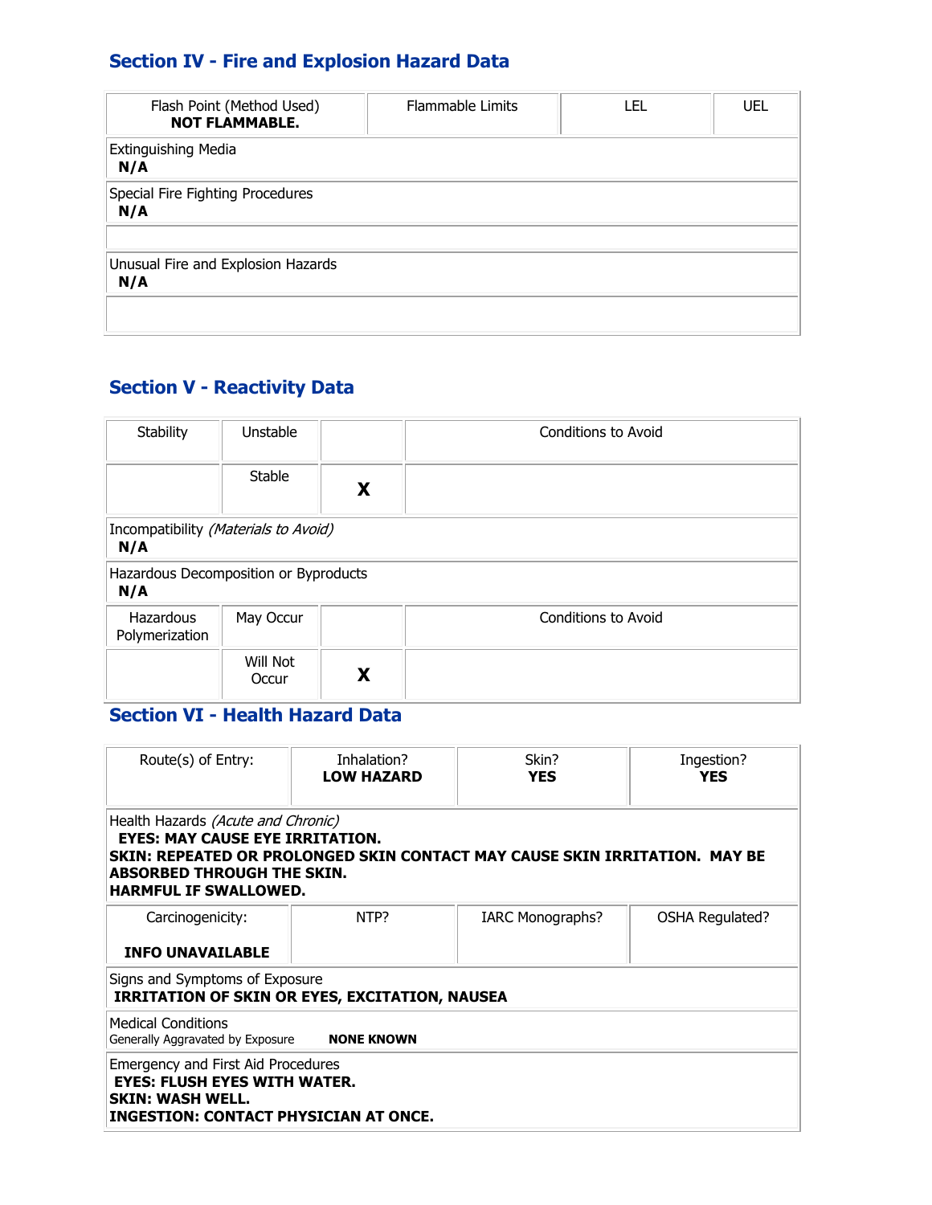## Section IV - Fire and Explosion Hazard Data

| Flash Point (Method Used) **NOT FLAMMABLE.** | Flammable Limits | LEL | UEL |
|---|---|---|---|
| Extinguishing Media **N/A** | | | |
| Special Fire Fighting Procedures **N/A** | | | |
| | | | |
| Unusual Fire and Explosion Hazards **N/A** | | | |
| | | | |

## Section V - Reactivity Data

| Stability | Unstable | | Conditions to Avoid |
|---|---|---|---|
| | Stable | **X** | |
| Incompatibility *(Materials to Avoid)* **N/A** | | | |
| Hazardous Decomposition or Byproducts **N/A** | | | |
| Hazardous Polymerization | May Occur | | Conditions to Avoid |
| | Will Not Occur | **X** | |

## Section VI - Health Hazard Data

| Route(s) of Entry: | Inhalation? **LOW HAZARD** | Skin? **YES** | Ingestion? **YES** |
|---|---|---|---|
| Health Hazards *(Acute and Chronic)* **EYES: MAY CAUSE EYE IRRITATION. SKIN: REPEATED OR PROLONGED SKIN CONTACT MAY CAUSE SKIN IRRITATION. MAY BE ABSORBED THROUGH THE SKIN. HARMFUL IF SWALLOWED.** | | | |
| Carcinogenicity: **INFO UNAVAILABLE** | NTP? | IARC Monographs? | OSHA Regulated? |
| Signs and Symptoms of Exposure **IRRITATION OF SKIN OR EYES, EXCITATION, NAUSEA** | | | |
| Medical Conditions Generally Aggravated by Exposure **NONE KNOWN** | | | |
| Emergency and First Aid Procedures **EYES: FLUSH EYES WITH WATER. SKIN: WASH WELL. INGESTION: CONTACT PHYSICIAN AT ONCE.** | | | |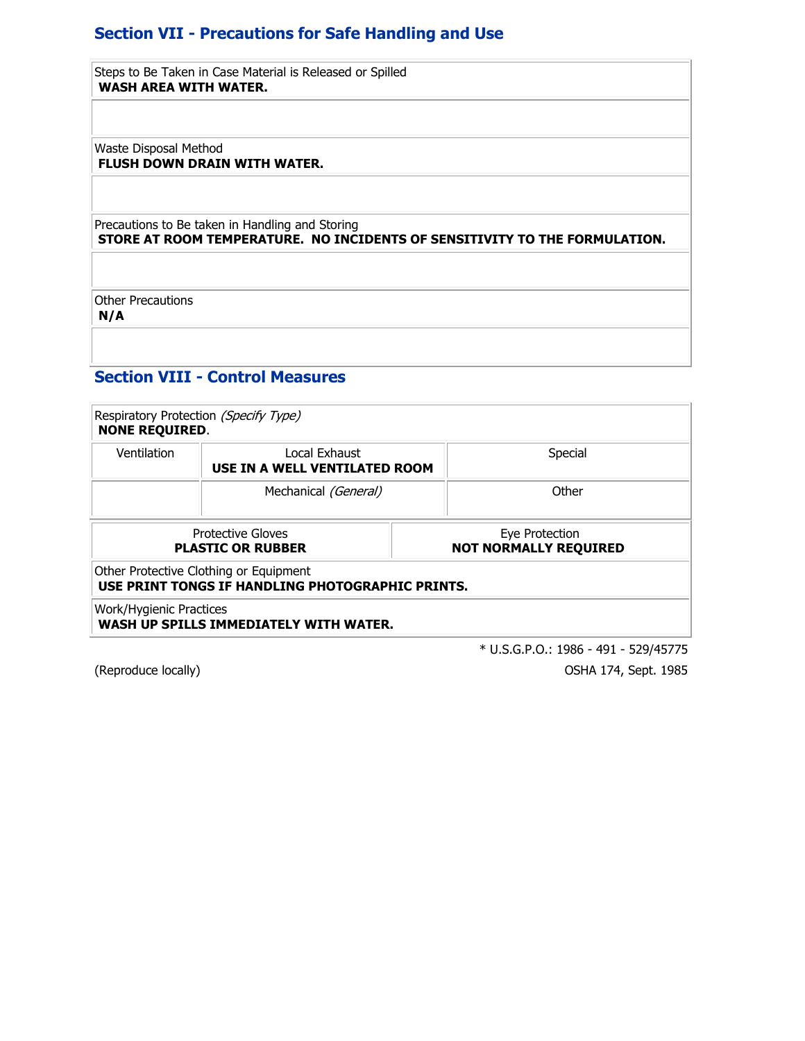## Section VII - Precautions for Safe Handling and Use

Steps to Be Taken in Case Material is Released or Spilled
**WASH AREA WITH WATER.**

Waste Disposal Method
**FLUSH DOWN DRAIN WITH WATER.**

Precautions to Be taken in Handling and Storing
**STORE AT ROOM TEMPERATURE. NO INCIDENTS OF SENSITIVITY TO THE FORMULATION.**

Other Precautions
**N/A**

## Section VIII - Control Measures

Respiratory Protection *(Specify Type)*
**NONE REQUIRED**.

| | | |
|---|---|---|
| Ventilation | Local Exhaust **USE IN A WELL VENTILATED ROOM** | Special |
| | Mechanical *(General)* | Other |

| Protective Gloves | Eye Protection |
|---|---|
| **PLASTIC OR RUBBER** | **NOT NORMALLY REQUIRED** |

Other Protective Clothing or Equipment
**USE PRINT TONGS IF HANDLING PHOTOGRAPHIC PRINTS.**

Work/Hygienic Practices
**WASH UP SPILLS IMMEDIATELY WITH WATER.**

\* U.S.G.P.O.: 1986 - 491 - 529/45775

(Reproduce locally) OSHA 174, Sept. 1985